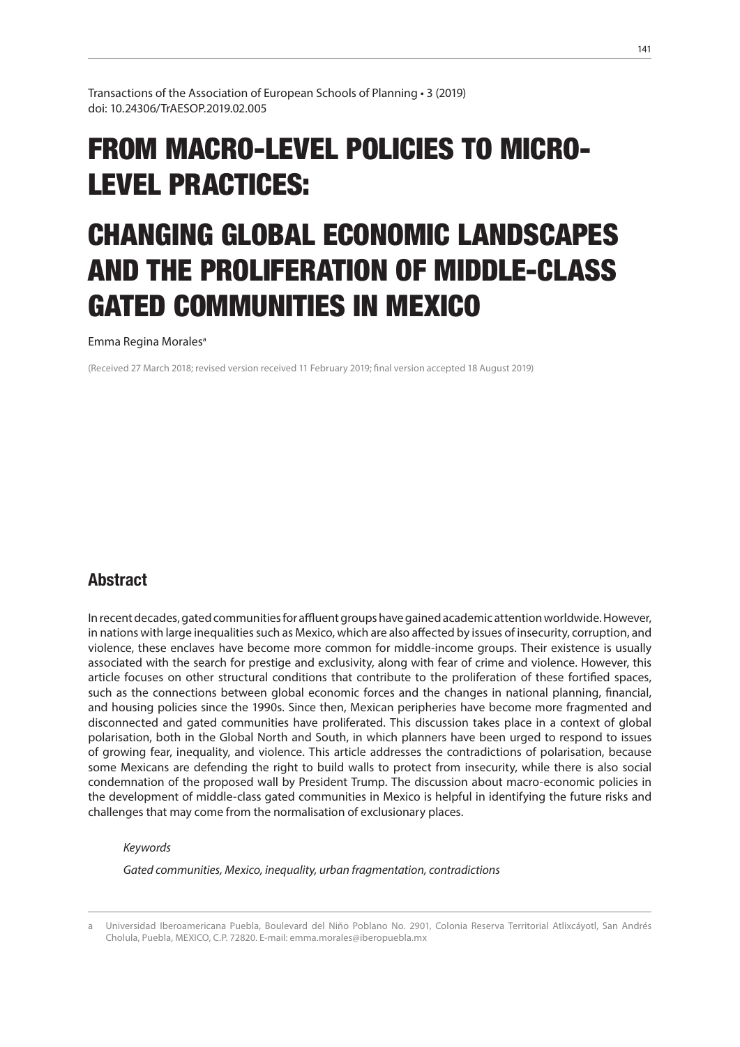Transactions of the Association of European Schools of Planning • 3 (2019)
doi: 10.24306/TrAESOP.2019.02.005

# FROM MACRO-LEVEL POLICIES TO MICRO-LEVEL PRACTICES:

# CHANGING GLOBAL ECONOMIC LANDSCAPES AND THE PROLIFERATION OF MIDDLE-CLASS GATED COMMUNITIES IN MEXICO

Emma Regina Morales[a]

(Received 27 March 2018; revised version received 11 February 2019; final version accepted 18 August 2019)

## Abstract

In recent decades, gated communities for affluent groups have gained academic attention worldwide. However, in nations with large inequalities such as Mexico, which are also affected by issues of insecurity, corruption, and violence, these enclaves have become more common for middle-income groups. Their existence is usually associated with the search for prestige and exclusivity, along with fear of crime and violence. However, this article focuses on other structural conditions that contribute to the proliferation of these fortified spaces, such as the connections between global economic forces and the changes in national planning, financial, and housing policies since the 1990s. Since then, Mexican peripheries have become more fragmented and disconnected and gated communities have proliferated. This discussion takes place in a context of global polarisation, both in the Global North and South, in which planners have been urged to respond to issues of growing fear, inequality, and violence. This article addresses the contradictions of polarisation, because some Mexicans are defending the right to build walls to protect from insecurity, while there is also social condemnation of the proposed wall by President Trump. The discussion about macro-economic policies in the development of middle-class gated communities in Mexico is helpful in identifying the future risks and challenges that may come from the normalisation of exclusionary places.

*Keywords*

*Gated communities, Mexico, inequality, urban fragmentation, contradictions*

---

a Universidad Iberoamericana Puebla, Boulevard del Niño Poblano No. 2901, Colonia Reserva Territorial Atlixcáyotl, San Andrés Cholula, Puebla, MEXICO, C.P. 72820. E-mail: emma.morales@iberopuebla.mx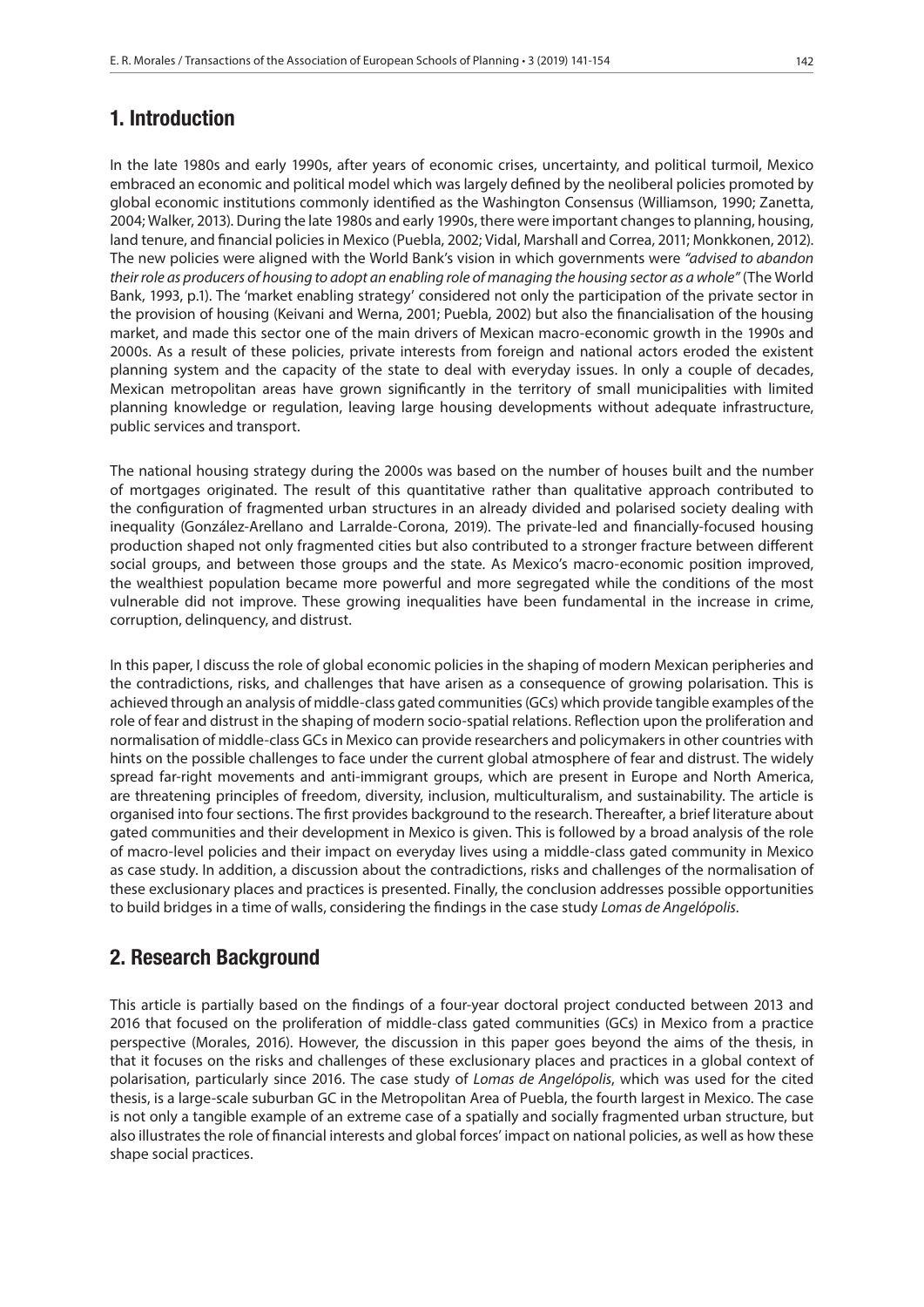## 1. Introduction

In the late 1980s and early 1990s, after years of economic crises, uncertainty, and political turmoil, Mexico embraced an economic and political model which was largely defined by the neoliberal policies promoted by global economic institutions commonly identified as the Washington Consensus (Williamson, 1990; Zanetta, 2004; Walker, 2013). During the late 1980s and early 1990s, there were important changes to planning, housing, land tenure, and financial policies in Mexico (Puebla, 2002; Vidal, Marshall and Correa, 2011; Monkkonen, 2012). The new policies were aligned with the World Bank's vision in which governments were *"advised to abandon their role as producers of housing to adopt an enabling role of managing the housing sector as a whole"* (The World Bank, 1993, p.1). The 'market enabling strategy' considered not only the participation of the private sector in the provision of housing (Keivani and Werna, 2001; Puebla, 2002) but also the financialisation of the housing market, and made this sector one of the main drivers of Mexican macro-economic growth in the 1990s and 2000s. As a result of these policies, private interests from foreign and national actors eroded the existent planning system and the capacity of the state to deal with everyday issues. In only a couple of decades, Mexican metropolitan areas have grown significantly in the territory of small municipalities with limited planning knowledge or regulation, leaving large housing developments without adequate infrastructure, public services and transport.

The national housing strategy during the 2000s was based on the number of houses built and the number of mortgages originated. The result of this quantitative rather than qualitative approach contributed to the configuration of fragmented urban structures in an already divided and polarised society dealing with inequality (González-Arellano and Larralde-Corona, 2019). The private-led and financially-focused housing production shaped not only fragmented cities but also contributed to a stronger fracture between different social groups, and between those groups and the state. As Mexico's macro-economic position improved, the wealthiest population became more powerful and more segregated while the conditions of the most vulnerable did not improve. These growing inequalities have been fundamental in the increase in crime, corruption, delinquency, and distrust.

In this paper, I discuss the role of global economic policies in the shaping of modern Mexican peripheries and the contradictions, risks, and challenges that have arisen as a consequence of growing polarisation. This is achieved through an analysis of middle-class gated communities (GCs) which provide tangible examples of the role of fear and distrust in the shaping of modern socio-spatial relations. Reflection upon the proliferation and normalisation of middle-class GCs in Mexico can provide researchers and policymakers in other countries with hints on the possible challenges to face under the current global atmosphere of fear and distrust. The widely spread far-right movements and anti-immigrant groups, which are present in Europe and North America, are threatening principles of freedom, diversity, inclusion, multiculturalism, and sustainability. The article is organised into four sections. The first provides background to the research. Thereafter, a brief literature about gated communities and their development in Mexico is given. This is followed by a broad analysis of the role of macro-level policies and their impact on everyday lives using a middle-class gated community in Mexico as case study. In addition, a discussion about the contradictions, risks and challenges of the normalisation of these exclusionary places and practices is presented. Finally, the conclusion addresses possible opportunities to build bridges in a time of walls, considering the findings in the case study *Lomas de Angelópolis*.

## 2. Research Background

This article is partially based on the findings of a four-year doctoral project conducted between 2013 and 2016 that focused on the proliferation of middle-class gated communities (GCs) in Mexico from a practice perspective (Morales, 2016). However, the discussion in this paper goes beyond the aims of the thesis, in that it focuses on the risks and challenges of these exclusionary places and practices in a global context of polarisation, particularly since 2016. The case study of *Lomas de Angelópolis*, which was used for the cited thesis, is a large-scale suburban GC in the Metropolitan Area of Puebla, the fourth largest in Mexico. The case is not only a tangible example of an extreme case of a spatially and socially fragmented urban structure, but also illustrates the role of financial interests and global forces' impact on national policies, as well as how these shape social practices.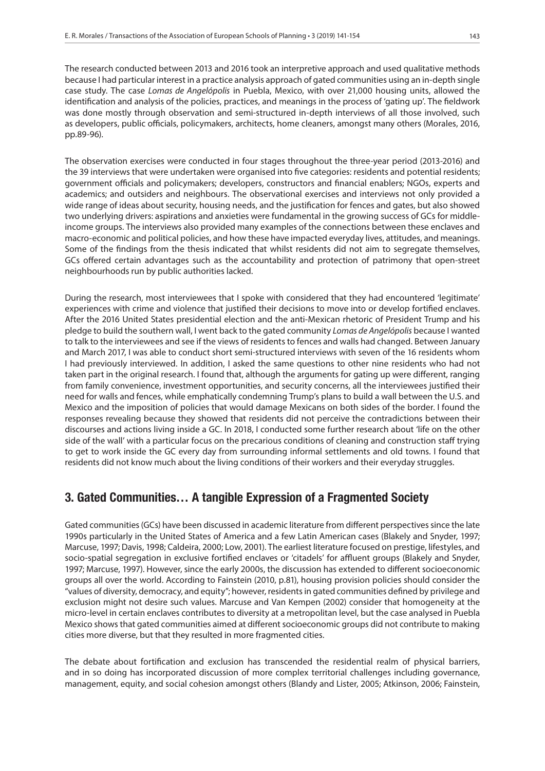The research conducted between 2013 and 2016 took an interpretive approach and used qualitative methods because I had particular interest in a practice analysis approach of gated communities using an in-depth single case study. The case *Lomas de Angelópolis* in Puebla, Mexico, with over 21,000 housing units, allowed the identification and analysis of the policies, practices, and meanings in the process of 'gating up'. The fieldwork was done mostly through observation and semi-structured in-depth interviews of all those involved, such as developers, public officials, policymakers, architects, home cleaners, amongst many others (Morales, 2016, pp.89-96).

The observation exercises were conducted in four stages throughout the three-year period (2013-2016) and the 39 interviews that were undertaken were organised into five categories: residents and potential residents; government officials and policymakers; developers, constructors and financial enablers; NGOs, experts and academics; and outsiders and neighbours. The observational exercises and interviews not only provided a wide range of ideas about security, housing needs, and the justification for fences and gates, but also showed two underlying drivers: aspirations and anxieties were fundamental in the growing success of GCs for middle-income groups. The interviews also provided many examples of the connections between these enclaves and macro-economic and political policies, and how these have impacted everyday lives, attitudes, and meanings. Some of the findings from the thesis indicated that whilst residents did not aim to segregate themselves, GCs offered certain advantages such as the accountability and protection of patrimony that open-street neighbourhoods run by public authorities lacked.

During the research, most interviewees that I spoke with considered that they had encountered 'legitimate' experiences with crime and violence that justified their decisions to move into or develop fortified enclaves. After the 2016 United States presidential election and the anti-Mexican rhetoric of President Trump and his pledge to build the southern wall, I went back to the gated community *Lomas de Angelópolis* because I wanted to talk to the interviewees and see if the views of residents to fences and walls had changed. Between January and March 2017, I was able to conduct short semi-structured interviews with seven of the 16 residents whom I had previously interviewed. In addition, I asked the same questions to other nine residents who had not taken part in the original research. I found that, although the arguments for gating up were different, ranging from family convenience, investment opportunities, and security concerns, all the interviewees justified their need for walls and fences, while emphatically condemning Trump's plans to build a wall between the U.S. and Mexico and the imposition of policies that would damage Mexicans on both sides of the border. I found the responses revealing because they showed that residents did not perceive the contradictions between their discourses and actions living inside a GC. In 2018, I conducted some further research about 'life on the other side of the wall' with a particular focus on the precarious conditions of cleaning and construction staff trying to get to work inside the GC every day from surrounding informal settlements and old towns. I found that residents did not know much about the living conditions of their workers and their everyday struggles.

## 3. Gated Communities… A tangible Expression of a Fragmented Society

Gated communities (GCs) have been discussed in academic literature from different perspectives since the late 1990s particularly in the United States of America and a few Latin American cases (Blakely and Snyder, 1997; Marcuse, 1997; Davis, 1998; Caldeira, 2000; Low, 2001). The earliest literature focused on prestige, lifestyles, and socio-spatial segregation in exclusive fortified enclaves or 'citadels' for affluent groups (Blakely and Snyder, 1997; Marcuse, 1997). However, since the early 2000s, the discussion has extended to different socioeconomic groups all over the world. According to Fainstein (2010, p.81), housing provision policies should consider the "values of diversity, democracy, and equity"; however, residents in gated communities defined by privilege and exclusion might not desire such values. Marcuse and Van Kempen (2002) consider that homogeneity at the micro-level in certain enclaves contributes to diversity at a metropolitan level, but the case analysed in Puebla Mexico shows that gated communities aimed at different socioeconomic groups did not contribute to making cities more diverse, but that they resulted in more fragmented cities.

The debate about fortification and exclusion has transcended the residential realm of physical barriers, and in so doing has incorporated discussion of more complex territorial challenges including governance, management, equity, and social cohesion amongst others (Blandy and Lister, 2005; Atkinson, 2006; Fainstein,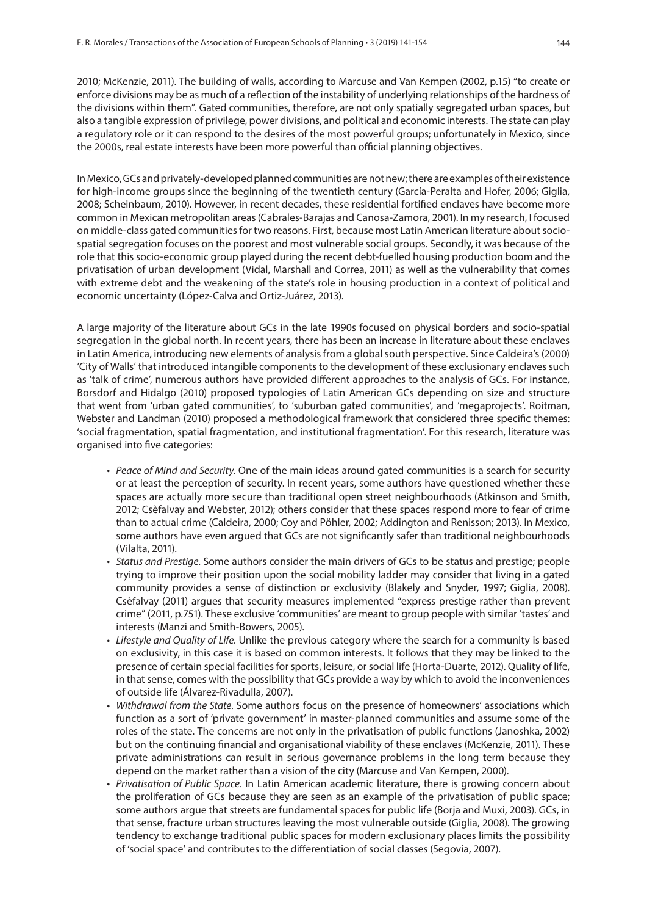2010; McKenzie, 2011). The building of walls, according to Marcuse and Van Kempen (2002, p.15) "to create or enforce divisions may be as much of a reflection of the instability of underlying relationships of the hardness of the divisions within them". Gated communities, therefore, are not only spatially segregated urban spaces, but also a tangible expression of privilege, power divisions, and political and economic interests. The state can play a regulatory role or it can respond to the desires of the most powerful groups; unfortunately in Mexico, since the 2000s, real estate interests have been more powerful than official planning objectives.

In Mexico, GCs and privately-developed planned communities are not new; there are examples of their existence for high-income groups since the beginning of the twentieth century (García-Peralta and Hofer, 2006; Giglia, 2008; Scheinbaum, 2010). However, in recent decades, these residential fortified enclaves have become more common in Mexican metropolitan areas (Cabrales-Barajas and Canosa-Zamora, 2001). In my research, I focused on middle-class gated communities for two reasons. First, because most Latin American literature about socio-spatial segregation focuses on the poorest and most vulnerable social groups. Secondly, it was because of the role that this socio-economic group played during the recent debt-fuelled housing production boom and the privatisation of urban development (Vidal, Marshall and Correa, 2011) as well as the vulnerability that comes with extreme debt and the weakening of the state's role in housing production in a context of political and economic uncertainty (López-Calva and Ortiz-Juárez, 2013).

A large majority of the literature about GCs in the late 1990s focused on physical borders and socio-spatial segregation in the global north. In recent years, there has been an increase in literature about these enclaves in Latin America, introducing new elements of analysis from a global south perspective. Since Caldeira's (2000) 'City of Walls' that introduced intangible components to the development of these exclusionary enclaves such as 'talk of crime', numerous authors have provided different approaches to the analysis of GCs. For instance, Borsdorf and Hidalgo (2010) proposed typologies of Latin American GCs depending on size and structure that went from 'urban gated communities', to 'suburban gated communities', and 'megaprojects'. Roitman, Webster and Landman (2010) proposed a methodological framework that considered three specific themes: 'social fragmentation, spatial fragmentation, and institutional fragmentation'. For this research, literature was organised into five categories:

- *Peace of Mind and Security.* One of the main ideas around gated communities is a search for security or at least the perception of security. In recent years, some authors have questioned whether these spaces are actually more secure than traditional open street neighbourhoods (Atkinson and Smith, 2012; Csèfalvay and Webster, 2012); others consider that these spaces respond more to fear of crime than to actual crime (Caldeira, 2000; Coy and Pöhler, 2002; Addington and Renisson; 2013). In Mexico, some authors have even argued that GCs are not significantly safer than traditional neighbourhoods (Vilalta, 2011).
- *Status and Prestige.* Some authors consider the main drivers of GCs to be status and prestige; people trying to improve their position upon the social mobility ladder may consider that living in a gated community provides a sense of distinction or exclusivity (Blakely and Snyder, 1997; Giglia, 2008). Csèfalvay (2011) argues that security measures implemented "express prestige rather than prevent crime" (2011, p.751). These exclusive 'communities' are meant to group people with similar 'tastes' and interests (Manzi and Smith-Bowers, 2005).
- *Lifestyle and Quality of Life.* Unlike the previous category where the search for a community is based on exclusivity, in this case it is based on common interests. It follows that they may be linked to the presence of certain special facilities for sports, leisure, or social life (Horta-Duarte, 2012). Quality of life, in that sense, comes with the possibility that GCs provide a way by which to avoid the inconveniences of outside life (Álvarez-Rivadulla, 2007).
- *Withdrawal from the State.* Some authors focus on the presence of homeowners' associations which function as a sort of 'private government' in master-planned communities and assume some of the roles of the state. The concerns are not only in the privatisation of public functions (Janoshka, 2002) but on the continuing financial and organisational viability of these enclaves (McKenzie, 2011). These private administrations can result in serious governance problems in the long term because they depend on the market rather than a vision of the city (Marcuse and Van Kempen, 2000).
- *Privatisation of Public Space.* In Latin American academic literature, there is growing concern about the proliferation of GCs because they are seen as an example of the privatisation of public space; some authors argue that streets are fundamental spaces for public life (Borja and Muxi, 2003). GCs, in that sense, fracture urban structures leaving the most vulnerable outside (Giglia, 2008). The growing tendency to exchange traditional public spaces for modern exclusionary places limits the possibility of 'social space' and contributes to the differentiation of social classes (Segovia, 2007).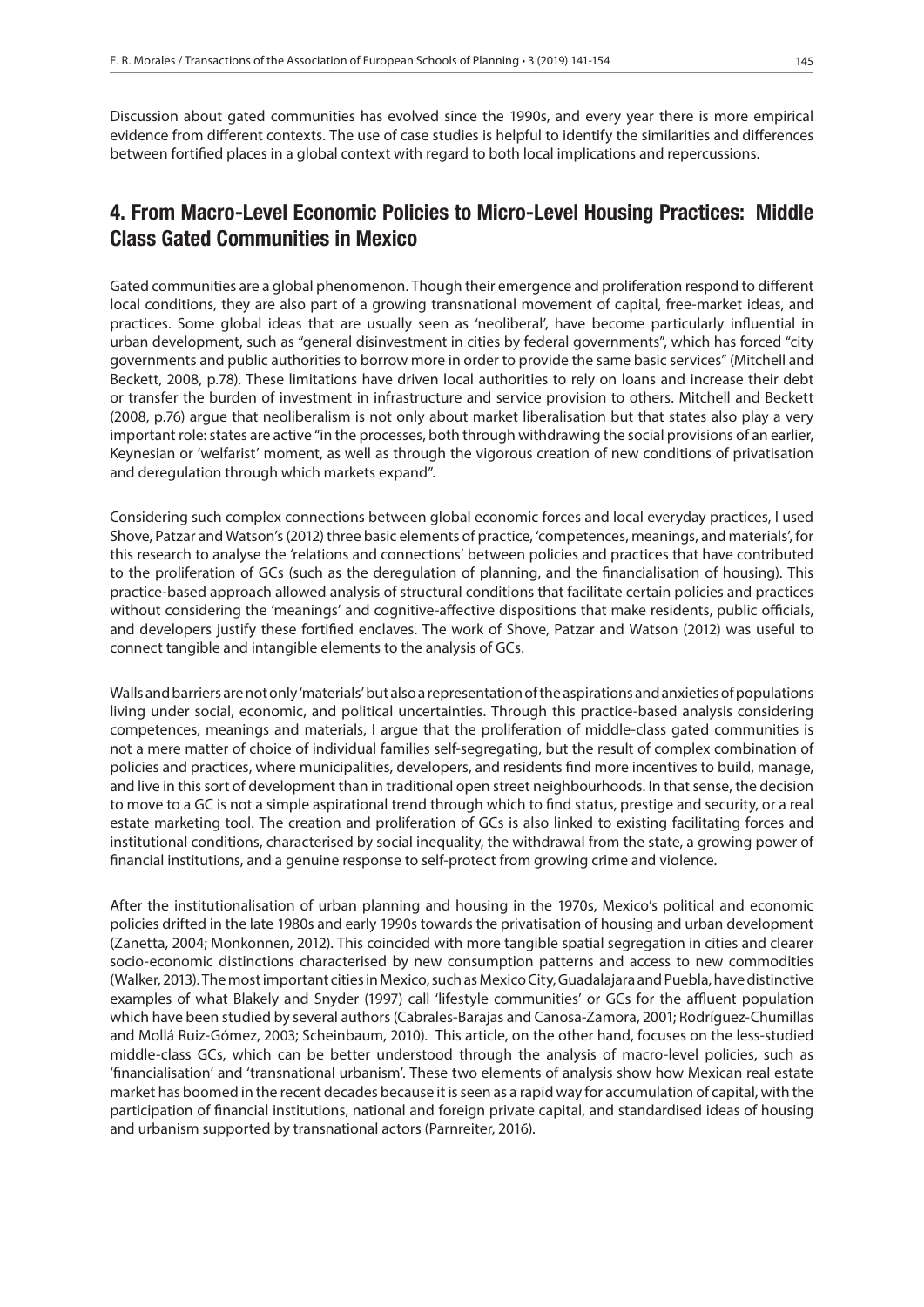Discussion about gated communities has evolved since the 1990s, and every year there is more empirical evidence from different contexts. The use of case studies is helpful to identify the similarities and differences between fortified places in a global context with regard to both local implications and repercussions.

## 4. From Macro-Level Economic Policies to Micro-Level Housing Practices: Middle Class Gated Communities in Mexico

Gated communities are a global phenomenon. Though their emergence and proliferation respond to different local conditions, they are also part of a growing transnational movement of capital, free-market ideas, and practices. Some global ideas that are usually seen as 'neoliberal', have become particularly influential in urban development, such as "general disinvestment in cities by federal governments", which has forced "city governments and public authorities to borrow more in order to provide the same basic services" (Mitchell and Beckett, 2008, p.78). These limitations have driven local authorities to rely on loans and increase their debt or transfer the burden of investment in infrastructure and service provision to others. Mitchell and Beckett (2008, p.76) argue that neoliberalism is not only about market liberalisation but that states also play a very important role: states are active "in the processes, both through withdrawing the social provisions of an earlier, Keynesian or 'welfarist' moment, as well as through the vigorous creation of new conditions of privatisation and deregulation through which markets expand".

Considering such complex connections between global economic forces and local everyday practices, I used Shove, Patzar and Watson's (2012) three basic elements of practice, 'competences, meanings, and materials', for this research to analyse the 'relations and connections' between policies and practices that have contributed to the proliferation of GCs (such as the deregulation of planning, and the financialisation of housing). This practice-based approach allowed analysis of structural conditions that facilitate certain policies and practices without considering the 'meanings' and cognitive-affective dispositions that make residents, public officials, and developers justify these fortified enclaves. The work of Shove, Patzar and Watson (2012) was useful to connect tangible and intangible elements to the analysis of GCs.

Walls and barriers are not only 'materials' but also a representation of the aspirations and anxieties of populations living under social, economic, and political uncertainties. Through this practice-based analysis considering competences, meanings and materials, I argue that the proliferation of middle-class gated communities is not a mere matter of choice of individual families self-segregating, but the result of complex combination of policies and practices, where municipalities, developers, and residents find more incentives to build, manage, and live in this sort of development than in traditional open street neighbourhoods. In that sense, the decision to move to a GC is not a simple aspirational trend through which to find status, prestige and security, or a real estate marketing tool. The creation and proliferation of GCs is also linked to existing facilitating forces and institutional conditions, characterised by social inequality, the withdrawal from the state, a growing power of financial institutions, and a genuine response to self-protect from growing crime and violence.

After the institutionalisation of urban planning and housing in the 1970s, Mexico's political and economic policies drifted in the late 1980s and early 1990s towards the privatisation of housing and urban development (Zanetta, 2004; Monkonnen, 2012). This coincided with more tangible spatial segregation in cities and clearer socio-economic distinctions characterised by new consumption patterns and access to new commodities (Walker, 2013). The most important cities in Mexico, such as Mexico City, Guadalajara and Puebla, have distinctive examples of what Blakely and Snyder (1997) call 'lifestyle communities' or GCs for the affluent population which have been studied by several authors (Cabrales-Barajas and Canosa-Zamora, 2001; Rodríguez-Chumillas and Mollá Ruiz-Gómez, 2003; Scheinbaum, 2010). This article, on the other hand, focuses on the less-studied middle-class GCs, which can be better understood through the analysis of macro-level policies, such as 'financialisation' and 'transnational urbanism'. These two elements of analysis show how Mexican real estate market has boomed in the recent decades because it is seen as a rapid way for accumulation of capital, with the participation of financial institutions, national and foreign private capital, and standardised ideas of housing and urbanism supported by transnational actors (Parnreiter, 2016).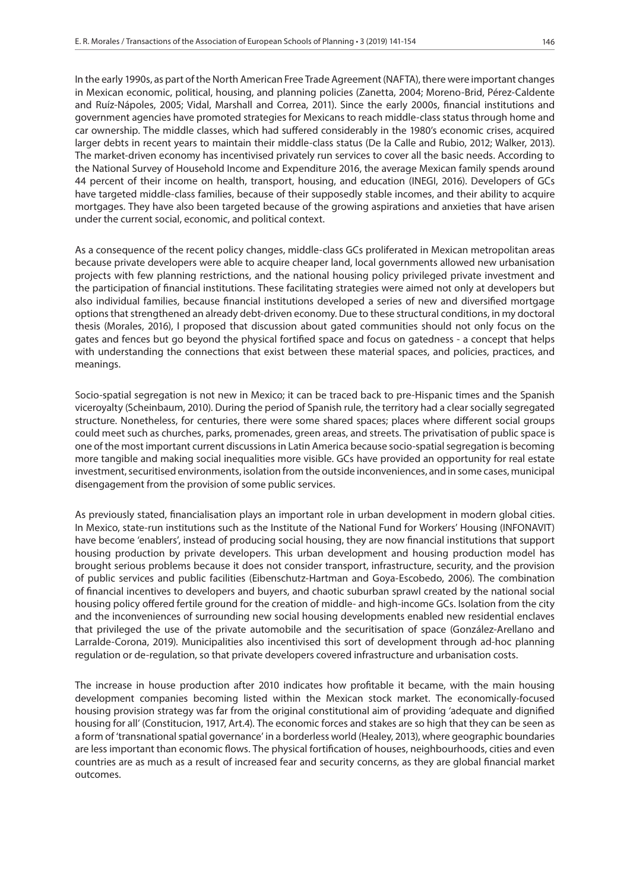In the early 1990s, as part of the North American Free Trade Agreement (NAFTA), there were important changes in Mexican economic, political, housing, and planning policies (Zanetta, 2004; Moreno-Brid, Pérez-Caldente and Ruíz-Nápoles, 2005; Vidal, Marshall and Correa, 2011). Since the early 2000s, financial institutions and government agencies have promoted strategies for Mexicans to reach middle-class status through home and car ownership. The middle classes, which had suffered considerably in the 1980's economic crises, acquired larger debts in recent years to maintain their middle-class status (De la Calle and Rubio, 2012; Walker, 2013). The market-driven economy has incentivised privately run services to cover all the basic needs. According to the National Survey of Household Income and Expenditure 2016, the average Mexican family spends around 44 percent of their income on health, transport, housing, and education (INEGI, 2016). Developers of GCs have targeted middle-class families, because of their supposedly stable incomes, and their ability to acquire mortgages. They have also been targeted because of the growing aspirations and anxieties that have arisen under the current social, economic, and political context.

As a consequence of the recent policy changes, middle-class GCs proliferated in Mexican metropolitan areas because private developers were able to acquire cheaper land, local governments allowed new urbanisation projects with few planning restrictions, and the national housing policy privileged private investment and the participation of financial institutions. These facilitating strategies were aimed not only at developers but also individual families, because financial institutions developed a series of new and diversified mortgage options that strengthened an already debt-driven economy. Due to these structural conditions, in my doctoral thesis (Morales, 2016), I proposed that discussion about gated communities should not only focus on the gates and fences but go beyond the physical fortified space and focus on gatedness - a concept that helps with understanding the connections that exist between these material spaces, and policies, practices, and meanings.

Socio-spatial segregation is not new in Mexico; it can be traced back to pre-Hispanic times and the Spanish viceroyalty (Scheinbaum, 2010). During the period of Spanish rule, the territory had a clear socially segregated structure. Nonetheless, for centuries, there were some shared spaces; places where different social groups could meet such as churches, parks, promenades, green areas, and streets. The privatisation of public space is one of the most important current discussions in Latin America because socio-spatial segregation is becoming more tangible and making social inequalities more visible. GCs have provided an opportunity for real estate investment, securitised environments, isolation from the outside inconveniences, and in some cases, municipal disengagement from the provision of some public services.

As previously stated, financialisation plays an important role in urban development in modern global cities. In Mexico, state-run institutions such as the Institute of the National Fund for Workers' Housing (INFONAVIT) have become 'enablers', instead of producing social housing, they are now financial institutions that support housing production by private developers. This urban development and housing production model has brought serious problems because it does not consider transport, infrastructure, security, and the provision of public services and public facilities (Eibenschutz-Hartman and Goya-Escobedo, 2006). The combination of financial incentives to developers and buyers, and chaotic suburban sprawl created by the national social housing policy offered fertile ground for the creation of middle- and high-income GCs. Isolation from the city and the inconveniences of surrounding new social housing developments enabled new residential enclaves that privileged the use of the private automobile and the securitisation of space (González-Arellano and Larralde-Corona, 2019). Municipalities also incentivised this sort of development through ad-hoc planning regulation or de-regulation, so that private developers covered infrastructure and urbanisation costs.

The increase in house production after 2010 indicates how profitable it became, with the main housing development companies becoming listed within the Mexican stock market. The economically-focused housing provision strategy was far from the original constitutional aim of providing 'adequate and dignified housing for all' (Constitucion, 1917, Art.4). The economic forces and stakes are so high that they can be seen as a form of 'transnational spatial governance' in a borderless world (Healey, 2013), where geographic boundaries are less important than economic flows. The physical fortification of houses, neighbourhoods, cities and even countries are as much as a result of increased fear and security concerns, as they are global financial market outcomes.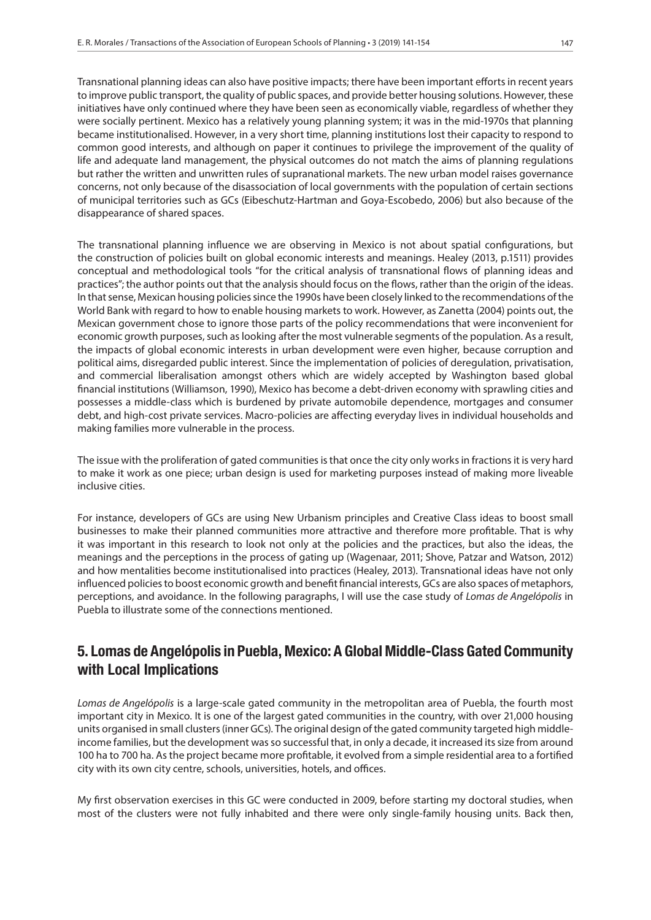Transnational planning ideas can also have positive impacts; there have been important efforts in recent years to improve public transport, the quality of public spaces, and provide better housing solutions. However, these initiatives have only continued where they have been seen as economically viable, regardless of whether they were socially pertinent. Mexico has a relatively young planning system; it was in the mid-1970s that planning became institutionalised. However, in a very short time, planning institutions lost their capacity to respond to common good interests, and although on paper it continues to privilege the improvement of the quality of life and adequate land management, the physical outcomes do not match the aims of planning regulations but rather the written and unwritten rules of supranational markets. The new urban model raises governance concerns, not only because of the disassociation of local governments with the population of certain sections of municipal territories such as GCs (Eibeschutz-Hartman and Goya-Escobedo, 2006) but also because of the disappearance of shared spaces.

The transnational planning influence we are observing in Mexico is not about spatial configurations, but the construction of policies built on global economic interests and meanings. Healey (2013, p.1511) provides conceptual and methodological tools "for the critical analysis of transnational flows of planning ideas and practices"; the author points out that the analysis should focus on the flows, rather than the origin of the ideas. In that sense, Mexican housing policies since the 1990s have been closely linked to the recommendations of the World Bank with regard to how to enable housing markets to work. However, as Zanetta (2004) points out, the Mexican government chose to ignore those parts of the policy recommendations that were inconvenient for economic growth purposes, such as looking after the most vulnerable segments of the population. As a result, the impacts of global economic interests in urban development were even higher, because corruption and political aims, disregarded public interest. Since the implementation of policies of deregulation, privatisation, and commercial liberalisation amongst others which are widely accepted by Washington based global financial institutions (Williamson, 1990), Mexico has become a debt-driven economy with sprawling cities and possesses a middle-class which is burdened by private automobile dependence, mortgages and consumer debt, and high-cost private services. Macro-policies are affecting everyday lives in individual households and making families more vulnerable in the process.

The issue with the proliferation of gated communities is that once the city only works in fractions it is very hard to make it work as one piece; urban design is used for marketing purposes instead of making more liveable inclusive cities.

For instance, developers of GCs are using New Urbanism principles and Creative Class ideas to boost small businesses to make their planned communities more attractive and therefore more profitable. That is why it was important in this research to look not only at the policies and the practices, but also the ideas, the meanings and the perceptions in the process of gating up (Wagenaar, 2011; Shove, Patzar and Watson, 2012) and how mentalities become institutionalised into practices (Healey, 2013). Transnational ideas have not only influenced policies to boost economic growth and benefit financial interests, GCs are also spaces of metaphors, perceptions, and avoidance. In the following paragraphs, I will use the case study of *Lomas de Angelópolis* in Puebla to illustrate some of the connections mentioned.

## 5. Lomas de Angelópolis in Puebla, Mexico: A Global Middle-Class Gated Community with Local Implications

*Lomas de Angelópolis* is a large-scale gated community in the metropolitan area of Puebla, the fourth most important city in Mexico. It is one of the largest gated communities in the country, with over 21,000 housing units organised in small clusters (inner GCs). The original design of the gated community targeted high middle-income families, but the development was so successful that, in only a decade, it increased its size from around 100 ha to 700 ha. As the project became more profitable, it evolved from a simple residential area to a fortified city with its own city centre, schools, universities, hotels, and offices.

My first observation exercises in this GC were conducted in 2009, before starting my doctoral studies, when most of the clusters were not fully inhabited and there were only single-family housing units. Back then,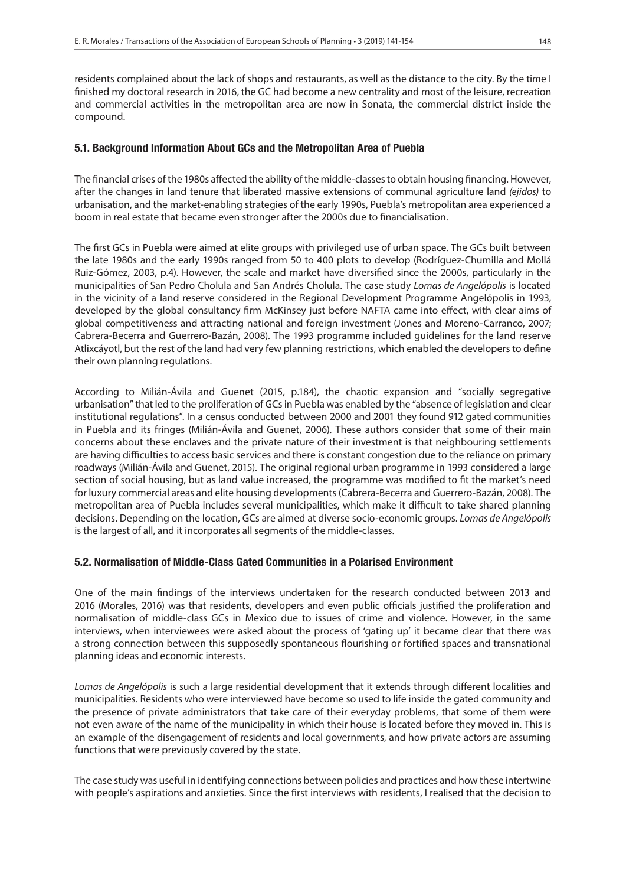residents complained about the lack of shops and restaurants, as well as the distance to the city. By the time I finished my doctoral research in 2016, the GC had become a new centrality and most of the leisure, recreation and commercial activities in the metropolitan area are now in Sonata, the commercial district inside the compound.

### 5.1. Background Information About GCs and the Metropolitan Area of Puebla

The financial crises of the 1980s affected the ability of the middle-classes to obtain housing financing. However, after the changes in land tenure that liberated massive extensions of communal agriculture land *(ejidos)* to urbanisation, and the market-enabling strategies of the early 1990s, Puebla's metropolitan area experienced a boom in real estate that became even stronger after the 2000s due to financialisation.

The first GCs in Puebla were aimed at elite groups with privileged use of urban space. The GCs built between the late 1980s and the early 1990s ranged from 50 to 400 plots to develop (Rodríguez-Chumilla and Mollá Ruiz-Gómez, 2003, p.4). However, the scale and market have diversified since the 2000s, particularly in the municipalities of San Pedro Cholula and San Andrés Cholula. The case study *Lomas de Angelópolis* is located in the vicinity of a land reserve considered in the Regional Development Programme Angelópolis in 1993, developed by the global consultancy firm McKinsey just before NAFTA came into effect, with clear aims of global competitiveness and attracting national and foreign investment (Jones and Moreno-Carranco, 2007; Cabrera-Becerra and Guerrero-Bazán, 2008). The 1993 programme included guidelines for the land reserve Atlixcáyotl, but the rest of the land had very few planning restrictions, which enabled the developers to define their own planning regulations.

According to Milián-Ávila and Guenet (2015, p.184), the chaotic expansion and "socially segregative urbanisation" that led to the proliferation of GCs in Puebla was enabled by the "absence of legislation and clear institutional regulations". In a census conducted between 2000 and 2001 they found 912 gated communities in Puebla and its fringes (Milián-Ávila and Guenet, 2006). These authors consider that some of their main concerns about these enclaves and the private nature of their investment is that neighbouring settlements are having difficulties to access basic services and there is constant congestion due to the reliance on primary roadways (Milián-Ávila and Guenet, 2015). The original regional urban programme in 1993 considered a large section of social housing, but as land value increased, the programme was modified to fit the market's need for luxury commercial areas and elite housing developments (Cabrera-Becerra and Guerrero-Bazán, 2008). The metropolitan area of Puebla includes several municipalities, which make it difficult to take shared planning decisions. Depending on the location, GCs are aimed at diverse socio-economic groups. *Lomas de Angelópolis* is the largest of all, and it incorporates all segments of the middle-classes.

### 5.2. Normalisation of Middle-Class Gated Communities in a Polarised Environment

One of the main findings of the interviews undertaken for the research conducted between 2013 and 2016 (Morales, 2016) was that residents, developers and even public officials justified the proliferation and normalisation of middle-class GCs in Mexico due to issues of crime and violence. However, in the same interviews, when interviewees were asked about the process of 'gating up' it became clear that there was a strong connection between this supposedly spontaneous flourishing or fortified spaces and transnational planning ideas and economic interests.

*Lomas de Angelópolis* is such a large residential development that it extends through different localities and municipalities. Residents who were interviewed have become so used to life inside the gated community and the presence of private administrators that take care of their everyday problems, that some of them were not even aware of the name of the municipality in which their house is located before they moved in. This is an example of the disengagement of residents and local governments, and how private actors are assuming functions that were previously covered by the state.

The case study was useful in identifying connections between policies and practices and how these intertwine with people's aspirations and anxieties. Since the first interviews with residents, I realised that the decision to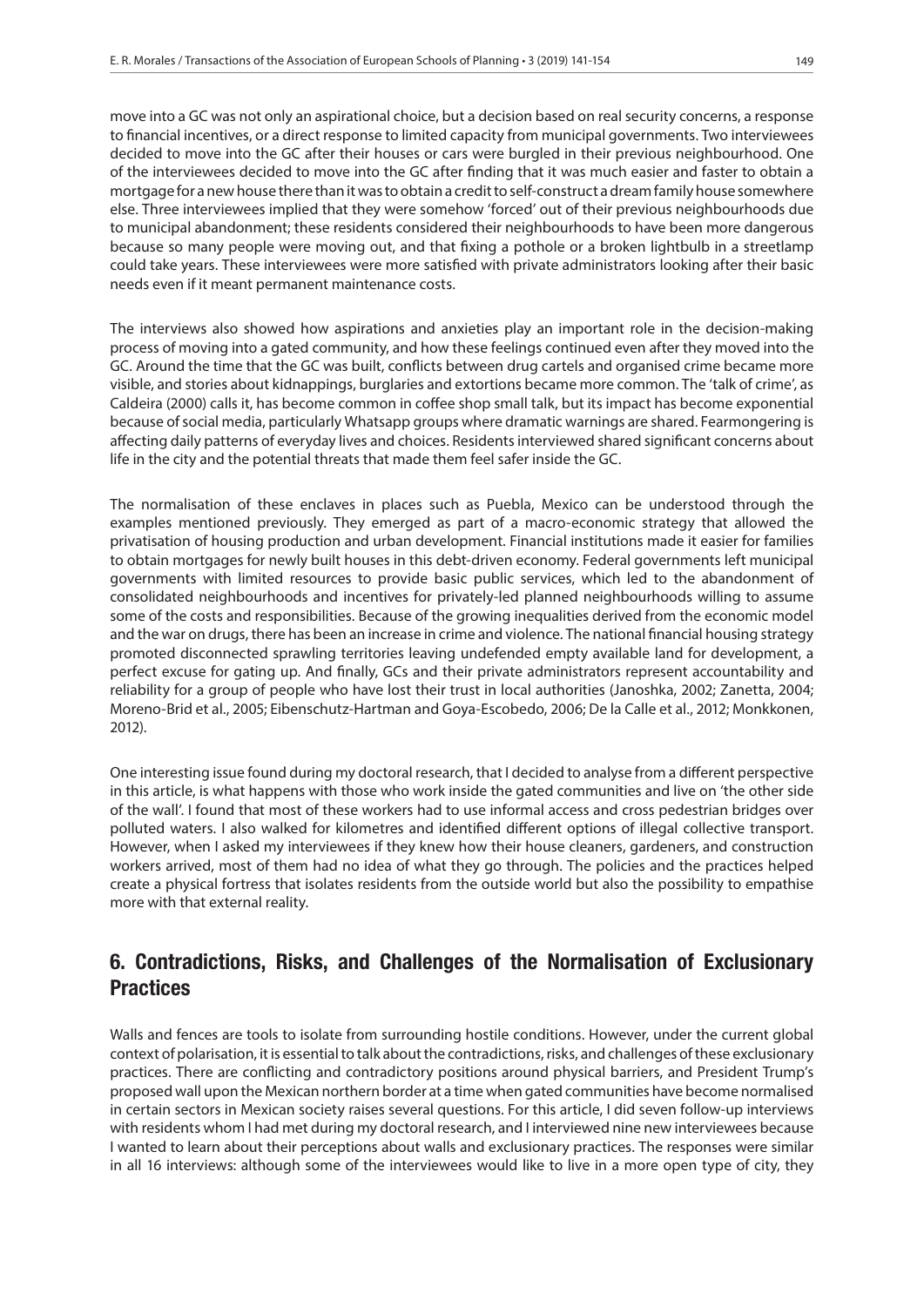move into a GC was not only an aspirational choice, but a decision based on real security concerns, a response to financial incentives, or a direct response to limited capacity from municipal governments. Two interviewees decided to move into the GC after their houses or cars were burgled in their previous neighbourhood. One of the interviewees decided to move into the GC after finding that it was much easier and faster to obtain a mortgage for a new house there than it was to obtain a credit to self-construct a dream family house somewhere else. Three interviewees implied that they were somehow 'forced' out of their previous neighbourhoods due to municipal abandonment; these residents considered their neighbourhoods to have been more dangerous because so many people were moving out, and that fixing a pothole or a broken lightbulb in a streetlamp could take years. These interviewees were more satisfied with private administrators looking after their basic needs even if it meant permanent maintenance costs.

The interviews also showed how aspirations and anxieties play an important role in the decision-making process of moving into a gated community, and how these feelings continued even after they moved into the GC. Around the time that the GC was built, conflicts between drug cartels and organised crime became more visible, and stories about kidnappings, burglaries and extortions became more common. The 'talk of crime', as Caldeira (2000) calls it, has become common in coffee shop small talk, but its impact has become exponential because of social media, particularly Whatsapp groups where dramatic warnings are shared. Fearmongering is affecting daily patterns of everyday lives and choices. Residents interviewed shared significant concerns about life in the city and the potential threats that made them feel safer inside the GC.

The normalisation of these enclaves in places such as Puebla, Mexico can be understood through the examples mentioned previously. They emerged as part of a macro-economic strategy that allowed the privatisation of housing production and urban development. Financial institutions made it easier for families to obtain mortgages for newly built houses in this debt-driven economy. Federal governments left municipal governments with limited resources to provide basic public services, which led to the abandonment of consolidated neighbourhoods and incentives for privately-led planned neighbourhoods willing to assume some of the costs and responsibilities. Because of the growing inequalities derived from the economic model and the war on drugs, there has been an increase in crime and violence. The national financial housing strategy promoted disconnected sprawling territories leaving undefended empty available land for development, a perfect excuse for gating up. And finally, GCs and their private administrators represent accountability and reliability for a group of people who have lost their trust in local authorities (Janoshka, 2002; Zanetta, 2004; Moreno-Brid et al., 2005; Eibenschutz-Hartman and Goya-Escobedo, 2006; De la Calle et al., 2012; Monkkonen, 2012).

One interesting issue found during my doctoral research, that I decided to analyse from a different perspective in this article, is what happens with those who work inside the gated communities and live on 'the other side of the wall'. I found that most of these workers had to use informal access and cross pedestrian bridges over polluted waters. I also walked for kilometres and identified different options of illegal collective transport. However, when I asked my interviewees if they knew how their house cleaners, gardeners, and construction workers arrived, most of them had no idea of what they go through. The policies and the practices helped create a physical fortress that isolates residents from the outside world but also the possibility to empathise more with that external reality.

## 6. Contradictions, Risks, and Challenges of the Normalisation of Exclusionary Practices

Walls and fences are tools to isolate from surrounding hostile conditions. However, under the current global context of polarisation, it is essential to talk about the contradictions, risks, and challenges of these exclusionary practices. There are conflicting and contradictory positions around physical barriers, and President Trump's proposed wall upon the Mexican northern border at a time when gated communities have become normalised in certain sectors in Mexican society raises several questions. For this article, I did seven follow-up interviews with residents whom I had met during my doctoral research, and I interviewed nine new interviewees because I wanted to learn about their perceptions about walls and exclusionary practices. The responses were similar in all 16 interviews: although some of the interviewees would like to live in a more open type of city, they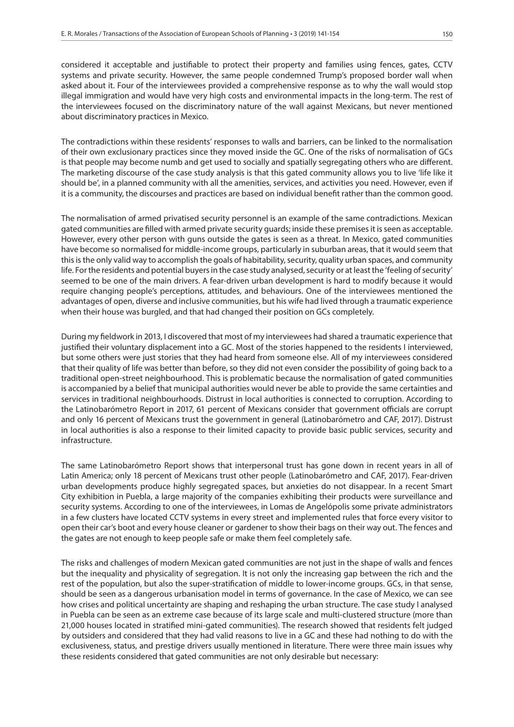considered it acceptable and justifiable to protect their property and families using fences, gates, CCTV systems and private security. However, the same people condemned Trump's proposed border wall when asked about it. Four of the interviewees provided a comprehensive response as to why the wall would stop illegal immigration and would have very high costs and environmental impacts in the long-term. The rest of the interviewees focused on the discriminatory nature of the wall against Mexicans, but never mentioned about discriminatory practices in Mexico.

The contradictions within these residents' responses to walls and barriers, can be linked to the normalisation of their own exclusionary practices since they moved inside the GC. One of the risks of normalisation of GCs is that people may become numb and get used to socially and spatially segregating others who are different. The marketing discourse of the case study analysis is that this gated community allows you to live 'life like it should be', in a planned community with all the amenities, services, and activities you need. However, even if it is a community, the discourses and practices are based on individual benefit rather than the common good.

The normalisation of armed privatised security personnel is an example of the same contradictions. Mexican gated communities are filled with armed private security guards; inside these premises it is seen as acceptable. However, every other person with guns outside the gates is seen as a threat. In Mexico, gated communities have become so normalised for middle-income groups, particularly in suburban areas, that it would seem that this is the only valid way to accomplish the goals of habitability, security, quality urban spaces, and community life. For the residents and potential buyers in the case study analysed, security or at least the 'feeling of security' seemed to be one of the main drivers. A fear-driven urban development is hard to modify because it would require changing people's perceptions, attitudes, and behaviours. One of the interviewees mentioned the advantages of open, diverse and inclusive communities, but his wife had lived through a traumatic experience when their house was burgled, and that had changed their position on GCs completely.

During my fieldwork in 2013, I discovered that most of my interviewees had shared a traumatic experience that justified their voluntary displacement into a GC. Most of the stories happened to the residents I interviewed, but some others were just stories that they had heard from someone else. All of my interviewees considered that their quality of life was better than before, so they did not even consider the possibility of going back to a traditional open-street neighbourhood. This is problematic because the normalisation of gated communities is accompanied by a belief that municipal authorities would never be able to provide the same certainties and services in traditional neighbourhoods. Distrust in local authorities is connected to corruption. According to the Latinobarómetro Report in 2017, 61 percent of Mexicans consider that government officials are corrupt and only 16 percent of Mexicans trust the government in general (Latinobarómetro and CAF, 2017). Distrust in local authorities is also a response to their limited capacity to provide basic public services, security and infrastructure.

The same Latinobarómetro Report shows that interpersonal trust has gone down in recent years in all of Latin America; only 18 percent of Mexicans trust other people (Latinobarómetro and CAF, 2017). Fear-driven urban developments produce highly segregated spaces, but anxieties do not disappear. In a recent Smart City exhibition in Puebla, a large majority of the companies exhibiting their products were surveillance and security systems. According to one of the interviewees, in Lomas de Angelópolis some private administrators in a few clusters have located CCTV systems in every street and implemented rules that force every visitor to open their car's boot and every house cleaner or gardener to show their bags on their way out. The fences and the gates are not enough to keep people safe or make them feel completely safe.

The risks and challenges of modern Mexican gated communities are not just in the shape of walls and fences but the inequality and physicality of segregation. It is not only the increasing gap between the rich and the rest of the population, but also the super-stratification of middle to lower-income groups. GCs, in that sense, should be seen as a dangerous urbanisation model in terms of governance. In the case of Mexico, we can see how crises and political uncertainty are shaping and reshaping the urban structure. The case study I analysed in Puebla can be seen as an extreme case because of its large scale and multi-clustered structure (more than 21,000 houses located in stratified mini-gated communities). The research showed that residents felt judged by outsiders and considered that they had valid reasons to live in a GC and these had nothing to do with the exclusiveness, status, and prestige drivers usually mentioned in literature. There were three main issues why these residents considered that gated communities are not only desirable but necessary: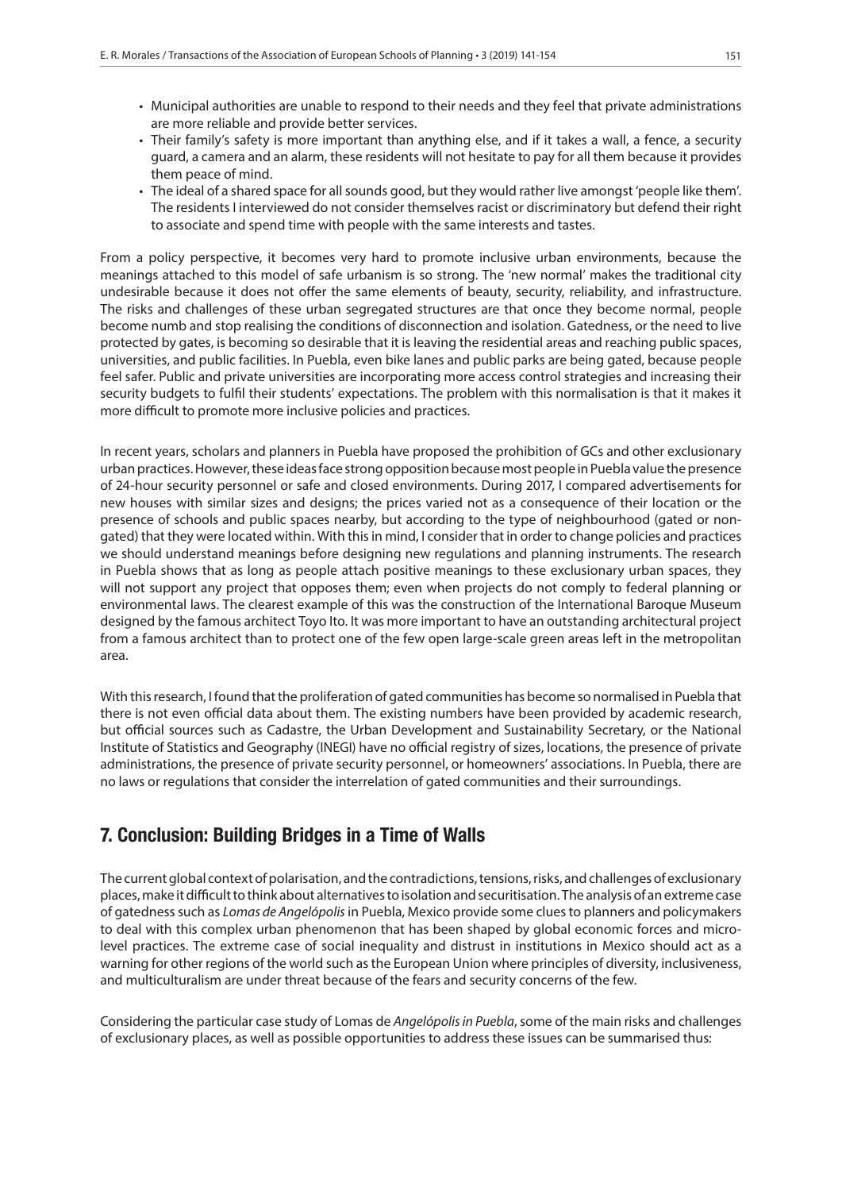- Municipal authorities are unable to respond to their needs and they feel that private administrations are more reliable and provide better services.
- Their family's safety is more important than anything else, and if it takes a wall, a fence, a security guard, a camera and an alarm, these residents will not hesitate to pay for all them because it provides them peace of mind.
- The ideal of a shared space for all sounds good, but they would rather live amongst 'people like them'. The residents I interviewed do not consider themselves racist or discriminatory but defend their right to associate and spend time with people with the same interests and tastes.

From a policy perspective, it becomes very hard to promote inclusive urban environments, because the meanings attached to this model of safe urbanism is so strong. The 'new normal' makes the traditional city undesirable because it does not offer the same elements of beauty, security, reliability, and infrastructure. The risks and challenges of these urban segregated structures are that once they become normal, people become numb and stop realising the conditions of disconnection and isolation. Gatedness, or the need to live protected by gates, is becoming so desirable that it is leaving the residential areas and reaching public spaces, universities, and public facilities. In Puebla, even bike lanes and public parks are being gated, because people feel safer. Public and private universities are incorporating more access control strategies and increasing their security budgets to fulfil their students' expectations. The problem with this normalisation is that it makes it more difficult to promote more inclusive policies and practices.

In recent years, scholars and planners in Puebla have proposed the prohibition of GCs and other exclusionary urban practices. However, these ideas face strong opposition because most people in Puebla value the presence of 24-hour security personnel or safe and closed environments. During 2017, I compared advertisements for new houses with similar sizes and designs; the prices varied not as a consequence of their location or the presence of schools and public spaces nearby, but according to the type of neighbourhood (gated or non-gated) that they were located within. With this in mind, I consider that in order to change policies and practices we should understand meanings before designing new regulations and planning instruments. The research in Puebla shows that as long as people attach positive meanings to these exclusionary urban spaces, they will not support any project that opposes them; even when projects do not comply to federal planning or environmental laws. The clearest example of this was the construction of the International Baroque Museum designed by the famous architect Toyo Ito. It was more important to have an outstanding architectural project from a famous architect than to protect one of the few open large-scale green areas left in the metropolitan area.

With this research, I found that the proliferation of gated communities has become so normalised in Puebla that there is not even official data about them. The existing numbers have been provided by academic research, but official sources such as Cadastre, the Urban Development and Sustainability Secretary, or the National Institute of Statistics and Geography (INEGI) have no official registry of sizes, locations, the presence of private administrations, the presence of private security personnel, or homeowners' associations. In Puebla, there are no laws or regulations that consider the interrelation of gated communities and their surroundings.

## 7. Conclusion: Building Bridges in a Time of Walls

The current global context of polarisation, and the contradictions, tensions, risks, and challenges of exclusionary places, make it difficult to think about alternatives to isolation and securitisation. The analysis of an extreme case of gatedness such as *Lomas de Angelópolis* in Puebla, Mexico provide some clues to planners and policymakers to deal with this complex urban phenomenon that has been shaped by global economic forces and micro-level practices. The extreme case of social inequality and distrust in institutions in Mexico should act as a warning for other regions of the world such as the European Union where principles of diversity, inclusiveness, and multiculturalism are under threat because of the fears and security concerns of the few.

Considering the particular case study of Lomas de *Angelópolis in Puebla*, some of the main risks and challenges of exclusionary places, as well as possible opportunities to address these issues can be summarised thus: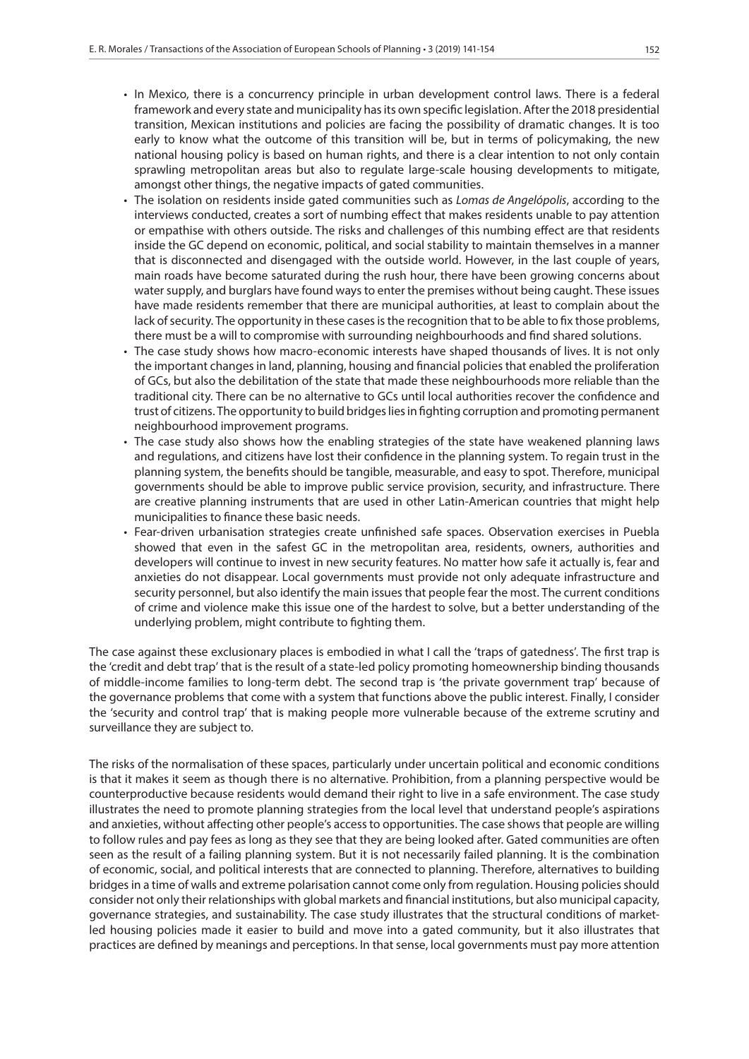- In Mexico, there is a concurrency principle in urban development control laws. There is a federal framework and every state and municipality has its own specific legislation. After the 2018 presidential transition, Mexican institutions and policies are facing the possibility of dramatic changes. It is too early to know what the outcome of this transition will be, but in terms of policymaking, the new national housing policy is based on human rights, and there is a clear intention to not only contain sprawling metropolitan areas but also to regulate large-scale housing developments to mitigate, amongst other things, the negative impacts of gated communities.
- The isolation on residents inside gated communities such as *Lomas de Angelópolis*, according to the interviews conducted, creates a sort of numbing effect that makes residents unable to pay attention or empathise with others outside. The risks and challenges of this numbing effect are that residents inside the GC depend on economic, political, and social stability to maintain themselves in a manner that is disconnected and disengaged with the outside world. However, in the last couple of years, main roads have become saturated during the rush hour, there have been growing concerns about water supply, and burglars have found ways to enter the premises without being caught. These issues have made residents remember that there are municipal authorities, at least to complain about the lack of security. The opportunity in these cases is the recognition that to be able to fix those problems, there must be a will to compromise with surrounding neighbourhoods and find shared solutions.
- The case study shows how macro-economic interests have shaped thousands of lives. It is not only the important changes in land, planning, housing and financial policies that enabled the proliferation of GCs, but also the debilitation of the state that made these neighbourhoods more reliable than the traditional city. There can be no alternative to GCs until local authorities recover the confidence and trust of citizens. The opportunity to build bridges lies in fighting corruption and promoting permanent neighbourhood improvement programs.
- The case study also shows how the enabling strategies of the state have weakened planning laws and regulations, and citizens have lost their confidence in the planning system. To regain trust in the planning system, the benefits should be tangible, measurable, and easy to spot. Therefore, municipal governments should be able to improve public service provision, security, and infrastructure. There are creative planning instruments that are used in other Latin-American countries that might help municipalities to finance these basic needs.
- Fear-driven urbanisation strategies create unfinished safe spaces. Observation exercises in Puebla showed that even in the safest GC in the metropolitan area, residents, owners, authorities and developers will continue to invest in new security features. No matter how safe it actually is, fear and anxieties do not disappear. Local governments must provide not only adequate infrastructure and security personnel, but also identify the main issues that people fear the most. The current conditions of crime and violence make this issue one of the hardest to solve, but a better understanding of the underlying problem, might contribute to fighting them.

The case against these exclusionary places is embodied in what I call the 'traps of gatedness'. The first trap is the 'credit and debt trap' that is the result of a state-led policy promoting homeownership binding thousands of middle-income families to long-term debt. The second trap is 'the private government trap' because of the governance problems that come with a system that functions above the public interest. Finally, I consider the 'security and control trap' that is making people more vulnerable because of the extreme scrutiny and surveillance they are subject to.

The risks of the normalisation of these spaces, particularly under uncertain political and economic conditions is that it makes it seem as though there is no alternative. Prohibition, from a planning perspective would be counterproductive because residents would demand their right to live in a safe environment. The case study illustrates the need to promote planning strategies from the local level that understand people's aspirations and anxieties, without affecting other people's access to opportunities. The case shows that people are willing to follow rules and pay fees as long as they see that they are being looked after. Gated communities are often seen as the result of a failing planning system. But it is not necessarily failed planning. It is the combination of economic, social, and political interests that are connected to planning. Therefore, alternatives to building bridges in a time of walls and extreme polarisation cannot come only from regulation. Housing policies should consider not only their relationships with global markets and financial institutions, but also municipal capacity, governance strategies, and sustainability. The case study illustrates that the structural conditions of market-led housing policies made it easier to build and move into a gated community, but it also illustrates that practices are defined by meanings and perceptions. In that sense, local governments must pay more attention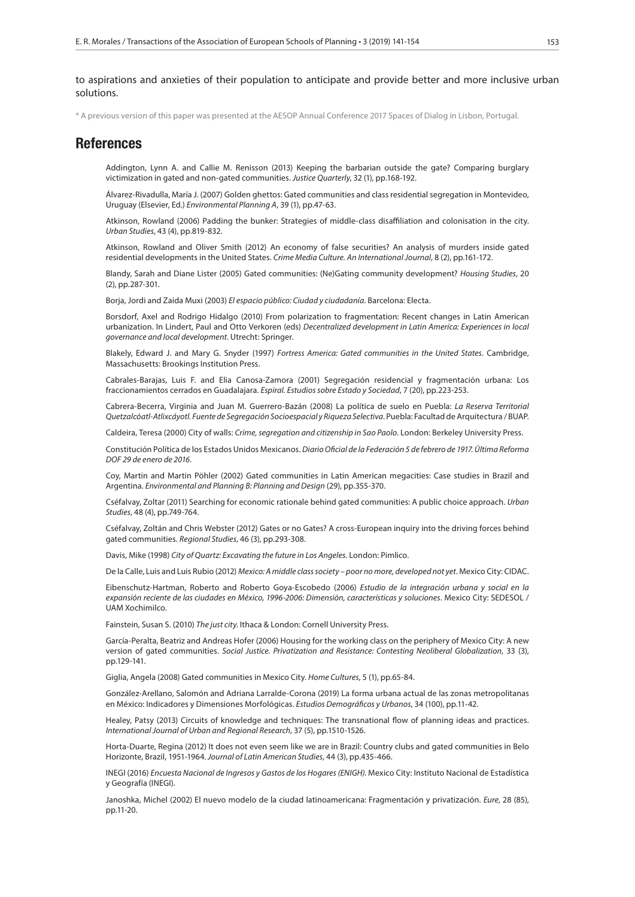to aspirations and anxieties of their population to anticipate and provide better and more inclusive urban solutions.

* A previous version of this paper was presented at the AESOP Annual Conference 2017 Spaces of Dialog in Lisbon, Portugal.

## References

Addington, Lynn A. and Callie M. Renisson (2013) Keeping the barbarian outside the gate? Comparing burglary victimization in gated and non-gated communities. *Justice Quarterly*, 32 (1), pp.168-192.

Álvarez-Rivadulla, María J. (2007) Golden ghettos: Gated communities and class residential segregation in Montevideo, Uruguay (Elsevier, Ed.) *Environmental Planning A*, 39 (1), pp.47-63.

Atkinson, Rowland (2006) Padding the bunker: Strategies of middle-class disaffiliation and colonisation in the city. *Urban Studies*, 43 (4), pp.819-832.

Atkinson, Rowland and Oliver Smith (2012) An economy of false securities? An analysis of murders inside gated residential developments in the United States. *Crime Media Culture. An International Journal*, 8 (2), pp.161-172.

Blandy, Sarah and Diane Lister (2005) Gated communities: (Ne)Gating community development? *Housing Studies*, 20 (2), pp.287-301.

Borja, Jordi and Zaida Muxi (2003) *El espacio público: Ciudad y ciudadanía*. Barcelona: Electa.

Borsdorf, Axel and Rodrigo Hidalgo (2010) From polarization to fragmentation: Recent changes in Latin American urbanization. In Lindert, Paul and Otto Verkoren (eds) *Decentralized development in Latin America: Experiences in local governance and local development*. Utrecht: Springer.

Blakely, Edward J. and Mary G. Snyder (1997) *Fortress America: Gated communities in the United States*. Cambridge, Massachusetts: Brookings Institution Press.

Cabrales-Barajas, Luis F. and Elia Canosa-Zamora (2001) Segregación residencial y fragmentación urbana: Los fraccionamientos cerrados en Guadalajara. *Espiral. Estudios sobre Estado y Sociedad*, 7 (20), pp.223-253.

Cabrera-Becerra, Virginia and Juan M. Guerrero-Bazán (2008) La política de suelo en Puebla: *La Reserva Territorial Quetzalcóatl-Atlixcáyotl. Fuente de Segregación Socioespacial y Riqueza Selectiva*. Puebla: Facultad de Arquitectura / BUAP.

Caldeira, Teresa (2000) City of walls: *Crime, segregation and citizenship in Sao Paolo*. London: Berkeley University Press.

Constitución Política de los Estados Unidos Mexicanos. *Diario Oficial de la Federación 5 de febrero de 1917. Última Reforma DOF 29 de enero de 2016*.

Coy, Martin and Martin Pöhler (2002) Gated communities in Latin American megacities: Case studies in Brazil and Argentina. *Environmental and Planning B: Planning and Design* (29), pp.355-370.

Cséfalvay, Zoltar (2011) Searching for economic rationale behind gated communities: A public choice approach. *Urban Studies*, 48 (4), pp.749-764.

Cséfalvay, Zoltán and Chris Webster (2012) Gates or no Gates? A cross-European inquiry into the driving forces behind gated communities. *Regional Studies*, 46 (3), pp.293-308.

Davis, Mike (1998) *City of Quartz: Excavating the future in Los Angeles*. London: Pimlico.

De la Calle, Luis and Luis Rubio (2012) *Mexico: A middle class society – poor no more, developed not yet*. Mexico City: CIDAC.

Eibenschutz-Hartman, Roberto and Roberto Goya-Escobedo (2006) *Estudio de la integración urbana y social en la expansión reciente de las ciudades en México, 1996-2006: Dimensión, características y soluciones*. Mexico City: SEDESOL / UAM Xochimilco.

Fainstein, Susan S. (2010) *The just city*. Ithaca & London: Cornell University Press.

García-Peralta, Beatriz and Andreas Hofer (2006) Housing for the working class on the periphery of Mexico City: A new version of gated communities. *Social Justice. Privatization and Resistance: Contesting Neoliberal Globalization*, 33 (3), pp.129-141.

Giglia, Angela (2008) Gated communities in Mexico City. *Home Cultures*, 5 (1), pp.65-84.

González-Arellano, Salomón and Adriana Larralde-Corona (2019) La forma urbana actual de las zonas metropolitanas en México: Indicadores y Dimensiones Morfológicas. *Estudios Demográficos y Urbanos*, 34 (100), pp.11-42.

Healey, Patsy (2013) Circuits of knowledge and techniques: The transnational flow of planning ideas and practices. *International Journal of Urban and Regional Research*, 37 (5), pp.1510-1526.

Horta-Duarte, Regina (2012) It does not even seem like we are in Brazil: Country clubs and gated communities in Belo Horizonte, Brazil, 1951-1964. *Journal of Latin American Studies*, 44 (3), pp.435-466.

INEGI (2016) *Encuesta Nacional de Ingresos y Gastos de los Hogares (ENIGH)*. Mexico City: Instituto Nacional de Estadística y Geografía (INEGI).

Janoshka, Michel (2002) El nuevo modelo de la ciudad latinoamericana: Fragmentación y privatización. *Eure*, 28 (85), pp.11-20.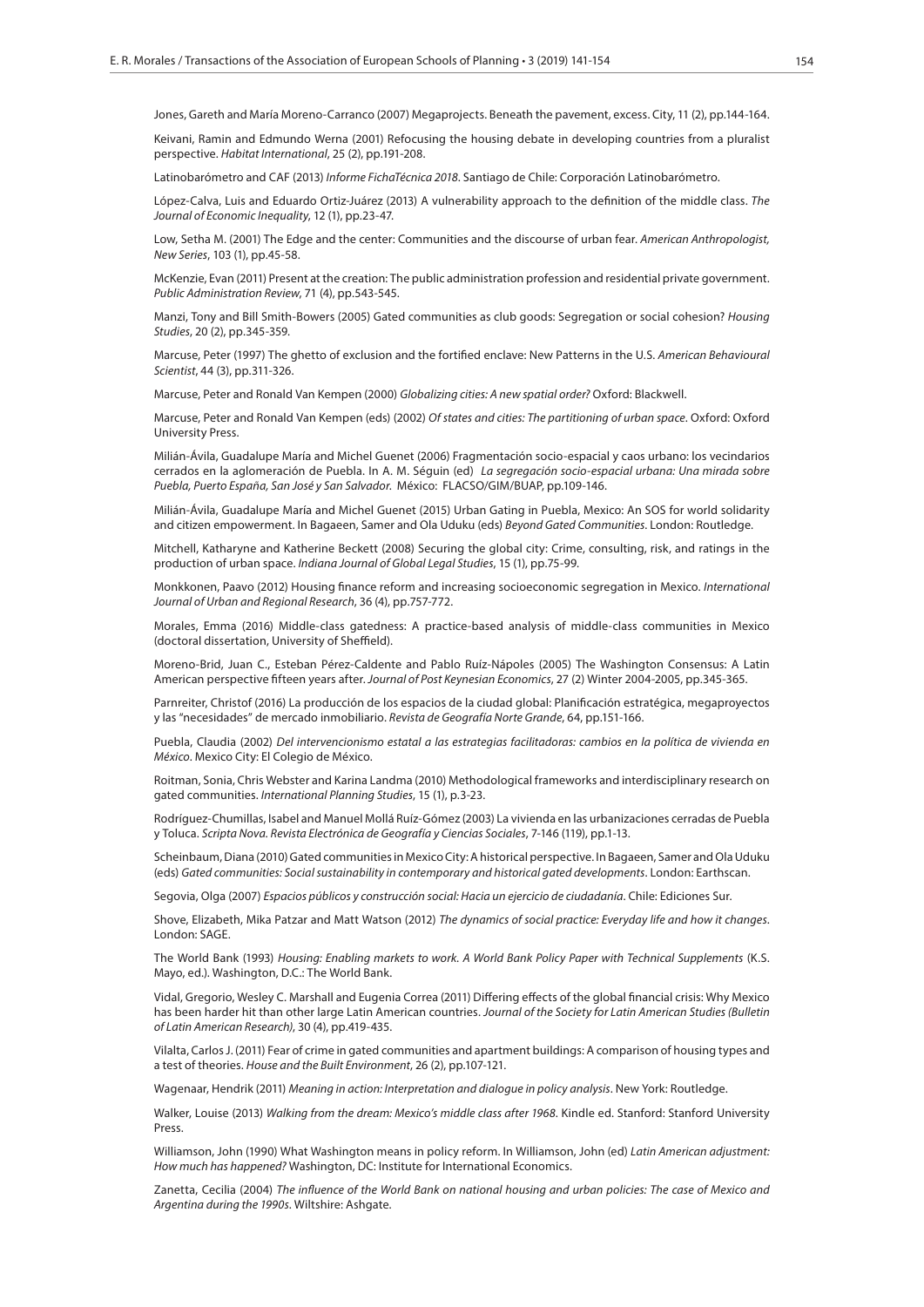Jones, Gareth and María Moreno-Carranco (2007) Megaprojects. Beneath the pavement, excess. City, 11 (2), pp.144-164.

Keivani, Ramin and Edmundo Werna (2001) Refocusing the housing debate in developing countries from a pluralist perspective. *Habitat International*, 25 (2), pp.191-208.

Latinobarómetro and CAF (2013) *Informe FichaTécnica 2018*. Santiago de Chile: Corporación Latinobarómetro.

López-Calva, Luis and Eduardo Ortiz-Juárez (2013) A vulnerability approach to the definition of the middle class. *The Journal of Economic Inequality*, 12 (1), pp.23-47.

Low, Setha M. (2001) The Edge and the center: Communities and the discourse of urban fear. *American Anthropologist, New Series*, 103 (1), pp.45-58.

McKenzie, Evan (2011) Present at the creation: The public administration profession and residential private government. *Public Administration Review*, 71 (4), pp.543-545.

Manzi, Tony and Bill Smith-Bowers (2005) Gated communities as club goods: Segregation or social cohesion? *Housing Studies*, 20 (2), pp.345-359.

Marcuse, Peter (1997) The ghetto of exclusion and the fortified enclave: New Patterns in the U.S. *American Behavioural Scientist*, 44 (3), pp.311-326.

Marcuse, Peter and Ronald Van Kempen (2000) *Globalizing cities: A new spatial order?* Oxford: Blackwell.

Marcuse, Peter and Ronald Van Kempen (eds) (2002) *Of states and cities: The partitioning of urban space*. Oxford: Oxford University Press.

Milián-Ávila, Guadalupe María and Michel Guenet (2006) Fragmentación socio-espacial y caos urbano: los vecindarios cerrados en la aglomeración de Puebla. In A. M. Séguin (ed) *La segregación socio-espacial urbana: Una mirada sobre Puebla, Puerto España, San José y San Salvador.* México: FLACSO/GIM/BUAP, pp.109-146.

Milián-Ávila, Guadalupe María and Michel Guenet (2015) Urban Gating in Puebla, Mexico: An SOS for world solidarity and citizen empowerment. In Bagaeen, Samer and Ola Uduku (eds) *Beyond Gated Communities*. London: Routledge.

Mitchell, Katharyne and Katherine Beckett (2008) Securing the global city: Crime, consulting, risk, and ratings in the production of urban space. *Indiana Journal of Global Legal Studies*, 15 (1), pp.75-99.

Monkkonen, Paavo (2012) Housing finance reform and increasing socioeconomic segregation in Mexico. *International Journal of Urban and Regional Research*, 36 (4), pp.757-772.

Morales, Emma (2016) Middle-class gatedness: A practice-based analysis of middle-class communities in Mexico (doctoral dissertation, University of Sheffield).

Moreno-Brid, Juan C., Esteban Pérez-Caldente and Pablo Ruíz-Nápoles (2005) The Washington Consensus: A Latin American perspective fifteen years after. *Journal of Post Keynesian Economics*, 27 (2) Winter 2004-2005, pp.345-365.

Parnreiter, Christof (2016) La producción de los espacios de la ciudad global: Planificación estratégica, megaproyectos y las "necesidades" de mercado inmobiliario. *Revista de Geografía Norte Grande*, 64, pp.151-166.

Puebla, Claudia (2002) *Del intervencionismo estatal a las estrategias facilitadoras: cambios en la política de vivienda en México*. Mexico City: El Colegio de México.

Roitman, Sonia, Chris Webster and Karina Landma (2010) Methodological frameworks and interdisciplinary research on gated communities. *International Planning Studies*, 15 (1), p.3-23.

Rodríguez-Chumillas, Isabel and Manuel Mollá Ruíz-Gómez (2003) La vivienda en las urbanizaciones cerradas de Puebla y Toluca. *Scripta Nova. Revista Electrónica de Geografía y Ciencias Sociales*, 7-146 (119), pp.1-13.

Scheinbaum, Diana (2010) Gated communities in Mexico City: A historical perspective. In Bagaeen, Samer and Ola Uduku (eds) *Gated communities: Social sustainability in contemporary and historical gated developments*. London: Earthscan.

Segovia, Olga (2007) *Espacios públicos y construcción social: Hacia un ejercicio de ciudadanía*. Chile: Ediciones Sur.

Shove, Elizabeth, Mika Patzar and Matt Watson (2012) *The dynamics of social practice: Everyday life and how it changes*. London: SAGE.

The World Bank (1993) *Housing: Enabling markets to work. A World Bank Policy Paper with Technical Supplements* (K.S. Mayo, ed.). Washington, D.C.: The World Bank.

Vidal, Gregorio, Wesley C. Marshall and Eugenia Correa (2011) Differing effects of the global financial crisis: Why Mexico has been harder hit than other large Latin American countries. *Journal of the Society for Latin American Studies (Bulletin of Latin American Research)*, 30 (4), pp.419-435.

Vilalta, Carlos J. (2011) Fear of crime in gated communities and apartment buildings: A comparison of housing types and a test of theories. *House and the Built Environment*, 26 (2), pp.107-121.

Wagenaar, Hendrik (2011) *Meaning in action: Interpretation and dialogue in policy analysis*. New York: Routledge.

Walker, Louise (2013) *Walking from the dream: Mexico's middle class after 1968*. Kindle ed. Stanford: Stanford University Press.

Williamson, John (1990) What Washington means in policy reform. In Williamson, John (ed) *Latin American adjustment: How much has happened?* Washington, DC: Institute for International Economics.

Zanetta, Cecilia (2004) *The influence of the World Bank on national housing and urban policies: The case of Mexico and Argentina during the 1990s*. Wiltshire: Ashgate.